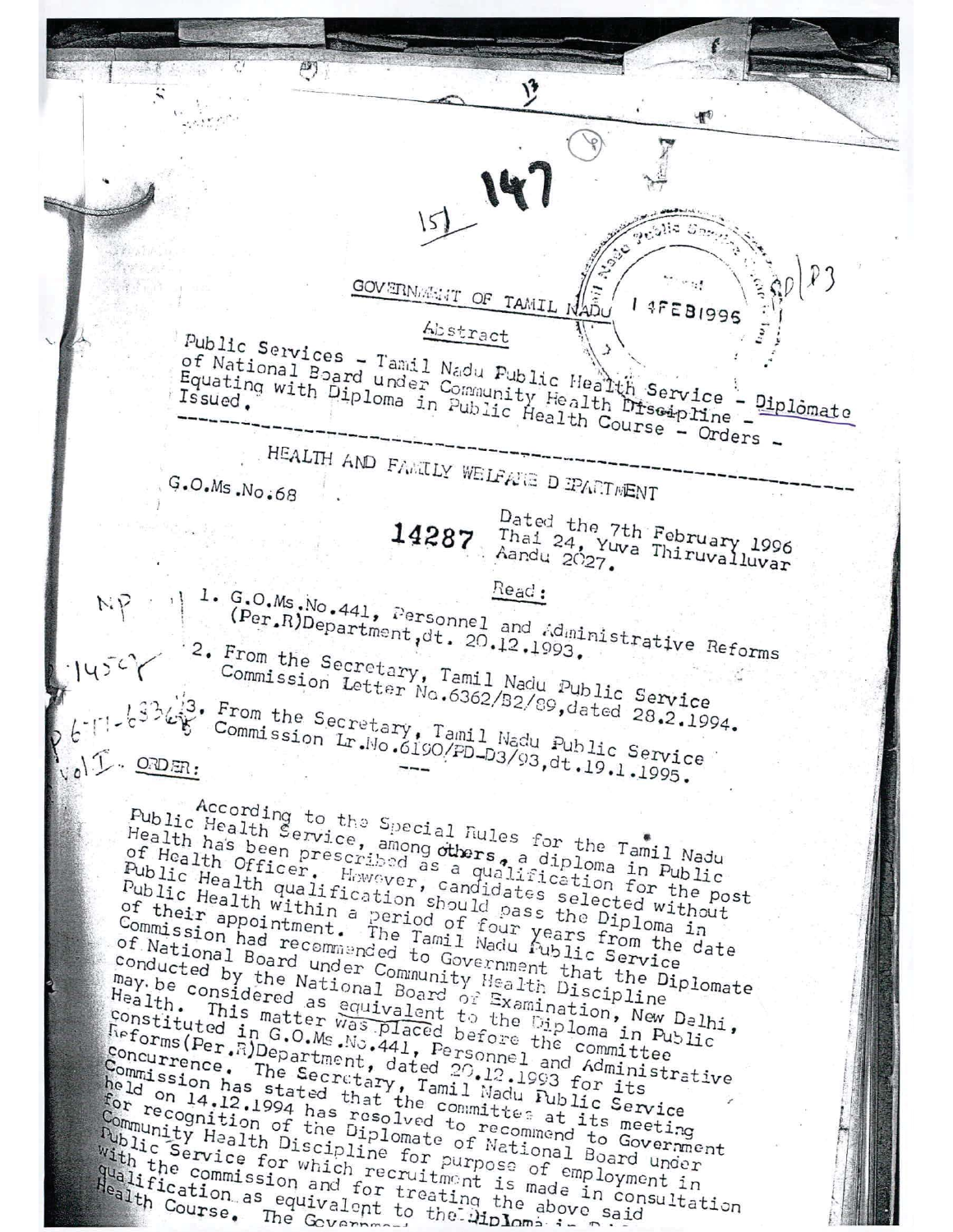GOVERNMENT OF TAMIL NADU

Abstract

Public Services - Tamil Nadu Public Health Service - Diplomate of National Board under Community Health Discipline - Equating with Diploma in Public Health Course - Orders - Issued.

---

HEALTH AND FAMILY WELFARE DEPARTMENT

G.O.Ms.No.68

Dated the 7th February 1996
Thai 24, Yuva Thiruvalluvar
Aandu 2027.

Read:

1. G.O.Ms.No.441, Personnel and Administrative Reforms (Per.R)Department,dt. 20.12.1993.

2. From the Secretary, Tamil Nadu Public Service Commission Letter No.6362/B2/89,dated 28.2.1994.

3. From the Secretary, Tamil Nadu Public Service Commission Lr.No.6190/PD-D3/93,dt.19.1.1995.

---

ORDER:

According to the Special Rules for the Tamil Nadu Public Health Service, among others, a diploma in Public Health has been prescribed as a qualification for the post of Health Officer. However, candidates selected without Public Health qualification should pass the Diploma in Public Health within a period of four years from the date of their appointment. The Tamil Nadu Public Service Commission had recommended to Government that the Diplomate of National Board under Community Health Discipline conducted by the National Board of Examination, New Delhi, may be considered as equivalent to the Diploma in Public Health. This matter was placed before the committee constituted in G.O.Ms.No.441, Personnel and Administrative Reforms(Per.R)Department, dated 20.12.1993 for its concurrence. The Secretary, Tamil Nadu Public Service Commission has stated that the committee at its meeting held on 14.12.1994 has resolved to recommend to Government for recognition of the Diplomate of National Board under Community Health Discipline for purpose of employment in Public Service for which recruitment is made in consultation with the commission and for treating the above said qualification as equivalent to the Diploma in Public Health Course. The Government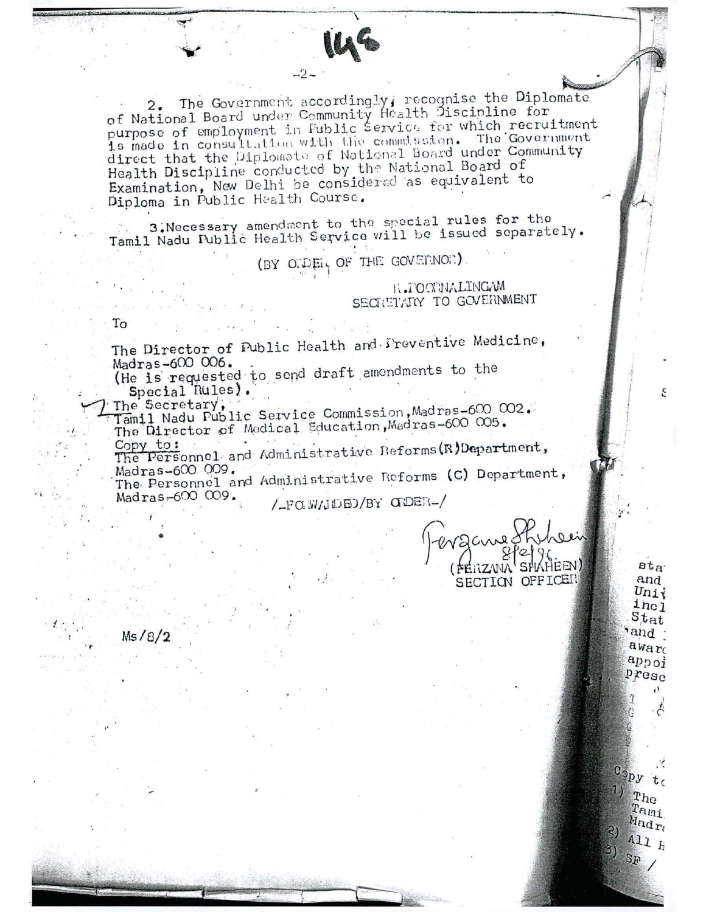2. The Government accordingly, recognise the Diplomate of National Board under Community Health Discipline for purpose of employment in Public Service for which recruitment is made in consultation with the commission. The Government direct that the Diplomate of National Board under Community Health Discipline conducted by the National Board of Examination, New Delhi be considered as equivalent to Diploma in Public Health Course.

3. Necessary amendment to the special rules for the Tamil Nadu Public Health Service will be issued separately.

(BY ORDER OF THE GOVERNOR)

R. POORNALINGAM
SECRETARY TO GOVERNMENT

To

The Director of Public Health and Preventive Medicine, Madras-600 006.
(He is requested to send draft amendments to the Special Rules).
The Secretary, Tamil Nadu Public Service Commission, Madras-600 002.
The Director of Medical Education, Madras-600 005.

Copy to:
The Personnel and Administrative Reforms (R) Department, Madras-600 009.
The Personnel and Administrative Reforms (C) Department, Madras-600 009.

/-FORWARDED/BY ORDER-/

Ferzana Shaheen
8/2/96
(FERZANA SHAHEEN)
SECTION OFFICER

Ms/8/2